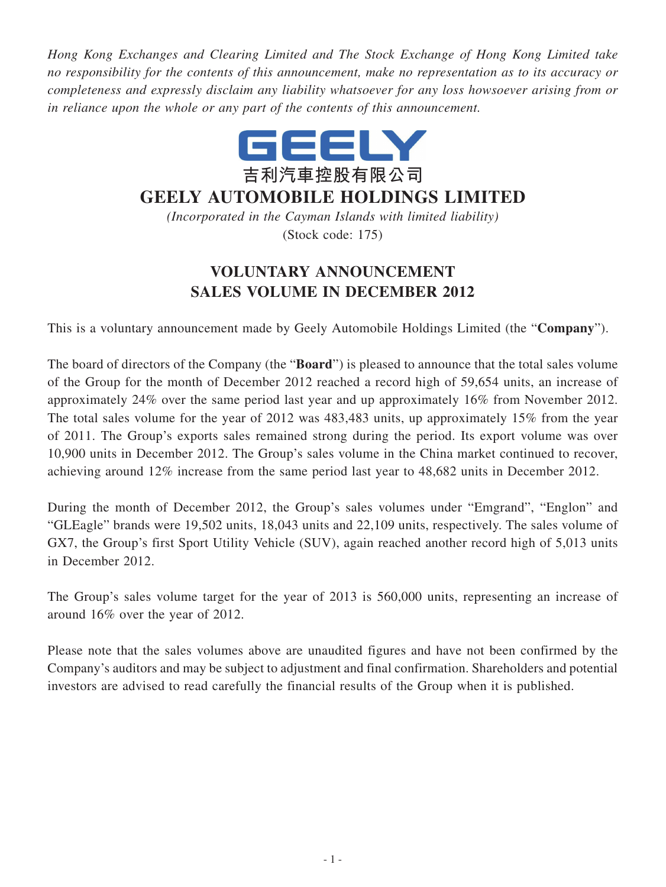*Hong Kong Exchanges and Clearing Limited and The Stock Exchange of Hong Kong Limited take no responsibility for the contents of this announcement, make no representation as to its accuracy or completeness and expressly disclaim any liability whatsoever for any loss howsoever arising from or in reliance upon the whole or any part of the contents of this announcement.*

GEELY

吉利汽車控股有限公司

# GEELY AUTOMOBILE HOLDINGS LIMITED

*(Incorporated in the Cayman Islands with limited liability)*

(Stock code: 175)

## VOLUNTARY ANNOUNCEMENT
## SALES VOLUME IN DECEMBER 2012

This is a voluntary announcement made by Geely Automobile Holdings Limited (the "**Company**").

The board of directors of the Company (the "**Board**") is pleased to announce that the total sales volume of the Group for the month of December 2012 reached a record high of 59,654 units, an increase of approximately 24% over the same period last year and up approximately 16% from November 2012. The total sales volume for the year of 2012 was 483,483 units, up approximately 15% from the year of 2011. The Group's exports sales remained strong during the period. Its export volume was over 10,900 units in December 2012. The Group's sales volume in the China market continued to recover, achieving around 12% increase from the same period last year to 48,682 units in December 2012.

During the month of December 2012, the Group's sales volumes under "Emgrand", "Englon" and "GLEagle" brands were 19,502 units, 18,043 units and 22,109 units, respectively. The sales volume of GX7, the Group's first Sport Utility Vehicle (SUV), again reached another record high of 5,013 units in December 2012.

The Group's sales volume target for the year of 2013 is 560,000 units, representing an increase of around 16% over the year of 2012.

Please note that the sales volumes above are unaudited figures and have not been confirmed by the Company's auditors and may be subject to adjustment and final confirmation. Shareholders and potential investors are advised to read carefully the financial results of the Group when it is published.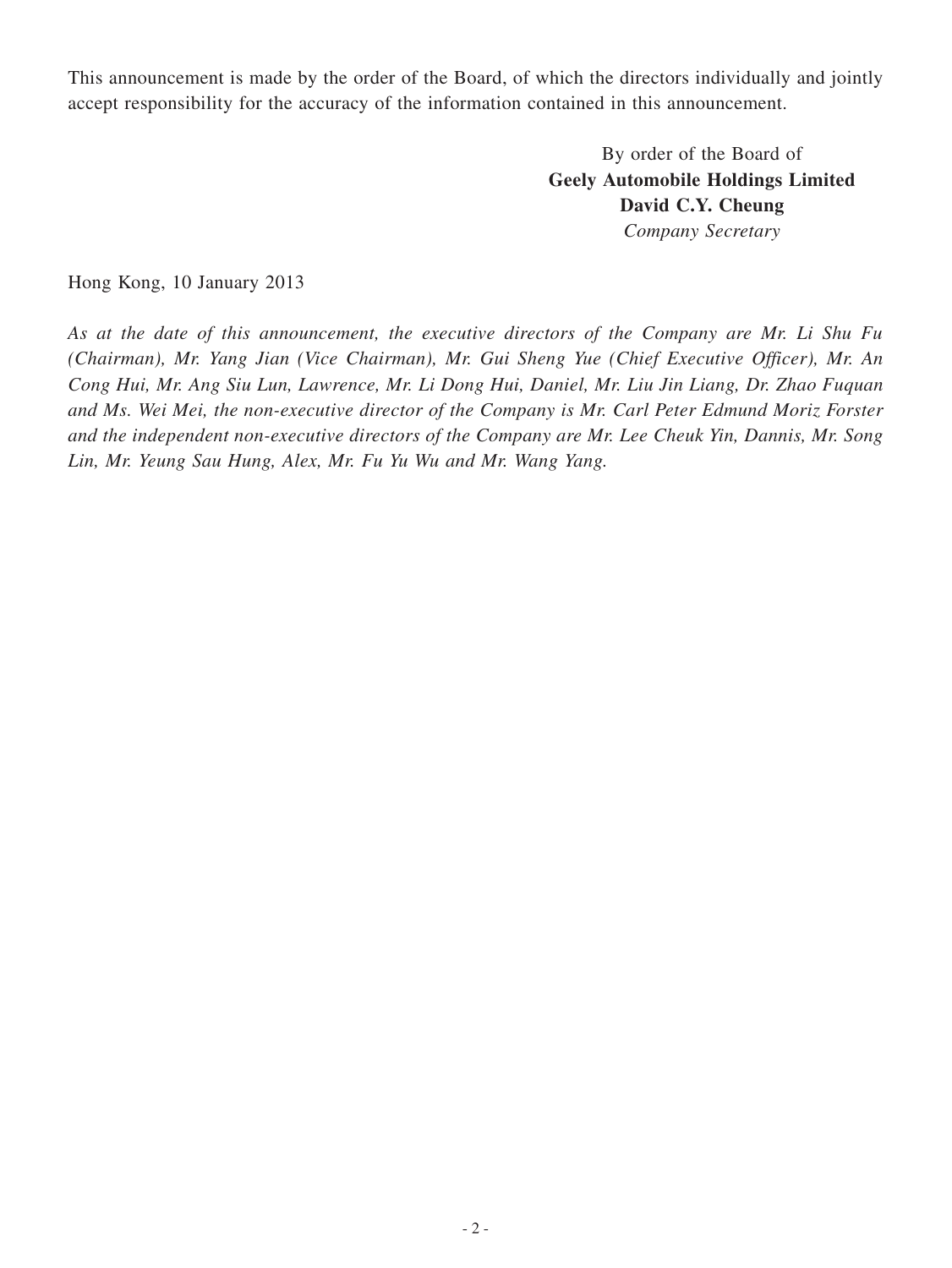This announcement is made by the order of the Board, of which the directors individually and jointly accept responsibility for the accuracy of the information contained in this announcement.

By order of the Board of
**Geely Automobile Holdings Limited**
**David C.Y. Cheung**
*Company Secretary*

Hong Kong, 10 January 2013

*As at the date of this announcement, the executive directors of the Company are Mr. Li Shu Fu (Chairman), Mr. Yang Jian (Vice Chairman), Mr. Gui Sheng Yue (Chief Executive Officer), Mr. An Cong Hui, Mr. Ang Siu Lun, Lawrence, Mr. Li Dong Hui, Daniel, Mr. Liu Jin Liang, Dr. Zhao Fuquan and Ms. Wei Mei, the non-executive director of the Company is Mr. Carl Peter Edmund Moriz Forster and the independent non-executive directors of the Company are Mr. Lee Cheuk Yin, Dannis, Mr. Song Lin, Mr. Yeung Sau Hung, Alex, Mr. Fu Yu Wu and Mr. Wang Yang.*